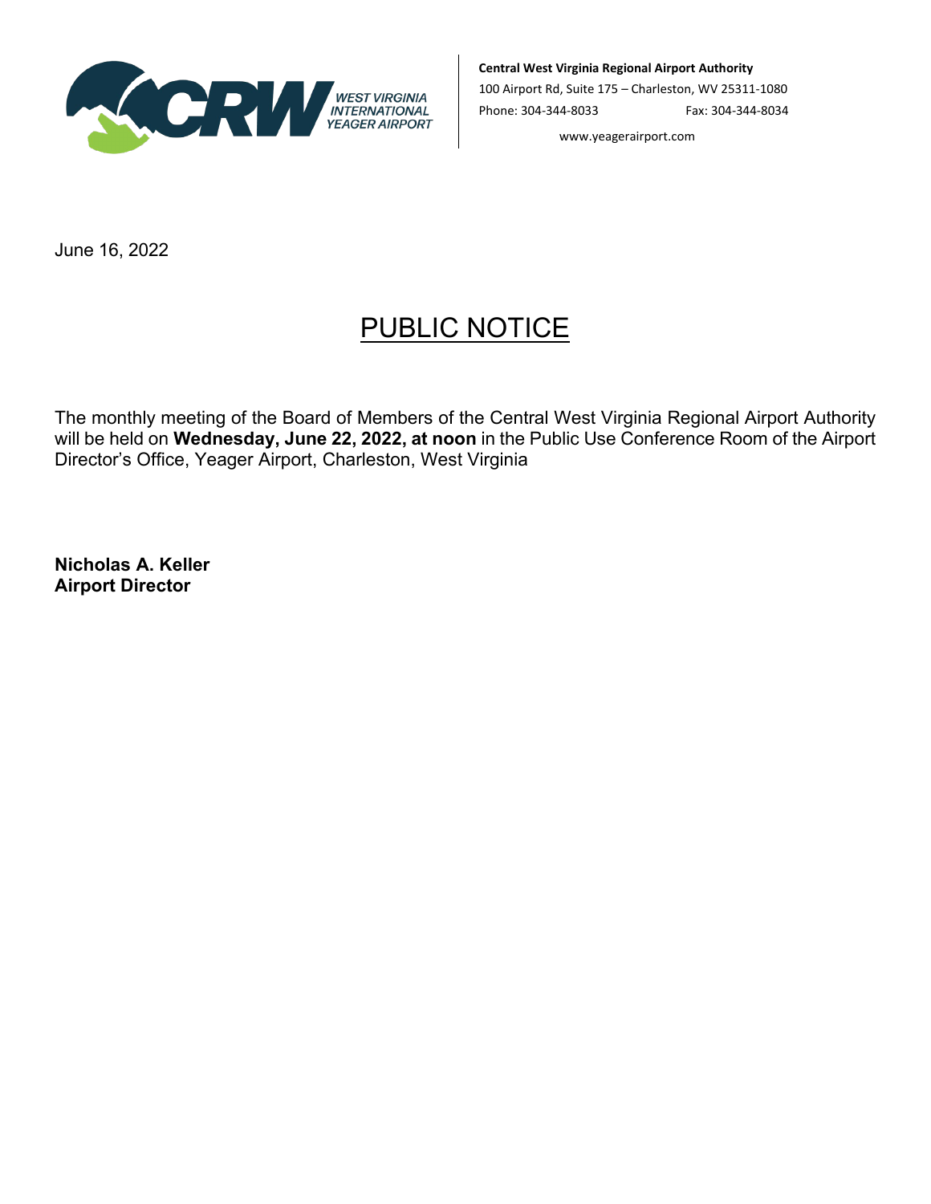CRW WEST VIRGINIA INTERNATIONAL YEAGER AIRPORT

**Central West Virginia Regional Airport Authority**
100 Airport Rd, Suite 175 – Charleston, WV 25311-1080
Phone: 304-344-8033 Fax: 304-344-8034
www.yeagerairport.com

June 16, 2022

# PUBLIC NOTICE

The monthly meeting of the Board of Members of the Central West Virginia Regional Airport Authority will be held on **Wednesday, June 22, 2022, at noon** in the Public Use Conference Room of the Airport Director's Office, Yeager Airport, Charleston, West Virginia

**Nicholas A. Keller**
**Airport Director**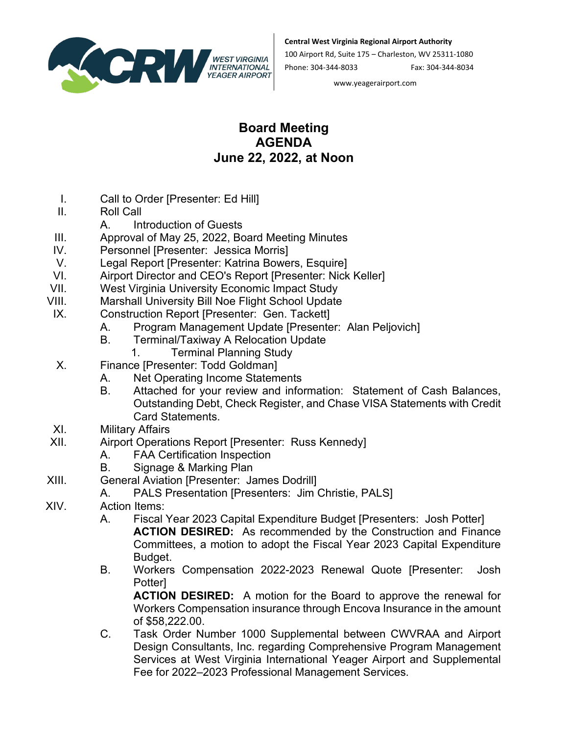**Central West Virginia Regional Airport Authority**
100 Airport Rd, Suite 175 – Charleston, WV 25311-1080
Phone: 304-344-8033 Fax: 304-344-8034
www.yeagerairport.com

# Board Meeting
# AGENDA
# June 22, 2022, at Noon

I. Call to Order [Presenter: Ed Hill]

II. Roll Call
  - A. Introduction of Guests

III. Approval of May 25, 2022, Board Meeting Minutes

IV. Personnel [Presenter: Jessica Morris]

V. Legal Report [Presenter: Katrina Bowers, Esquire]

VI. Airport Director and CEO's Report [Presenter: Nick Keller]

VII. West Virginia University Economic Impact Study

VIII. Marshall University Bill Noe Flight School Update

IX. Construction Report [Presenter: Gen. Tackett]
  - A. Program Management Update [Presenter: Alan Peljovich]
  - B. Terminal/Taxiway A Relocation Update
    1. Terminal Planning Study

X. Finance [Presenter: Todd Goldman]
  - A. Net Operating Income Statements
  - B. Attached for your review and information: Statement of Cash Balances, Outstanding Debt, Check Register, and Chase VISA Statements with Credit Card Statements.

XI. Military Affairs

XII. Airport Operations Report [Presenter: Russ Kennedy]
  - A. FAA Certification Inspection
  - B. Signage & Marking Plan

XIII. General Aviation [Presenter: James Dodrill]
  - A. PALS Presentation [Presenters: Jim Christie, PALS]

XIV. Action Items:
  - A. Fiscal Year 2023 Capital Expenditure Budget [Presenters: Josh Potter]
    **ACTION DESIRED:** As recommended by the Construction and Finance Committees, a motion to adopt the Fiscal Year 2023 Capital Expenditure Budget.
  - B. Workers Compensation 2022-2023 Renewal Quote [Presenter: Josh Potter]
    **ACTION DESIRED:** A motion for the Board to approve the renewal for Workers Compensation insurance through Encova Insurance in the amount of $58,222.00.
  - C. Task Order Number 1000 Supplemental between CWVRAA and Airport Design Consultants, Inc. regarding Comprehensive Program Management Services at West Virginia International Yeager Airport and Supplemental Fee for 2022–2023 Professional Management Services.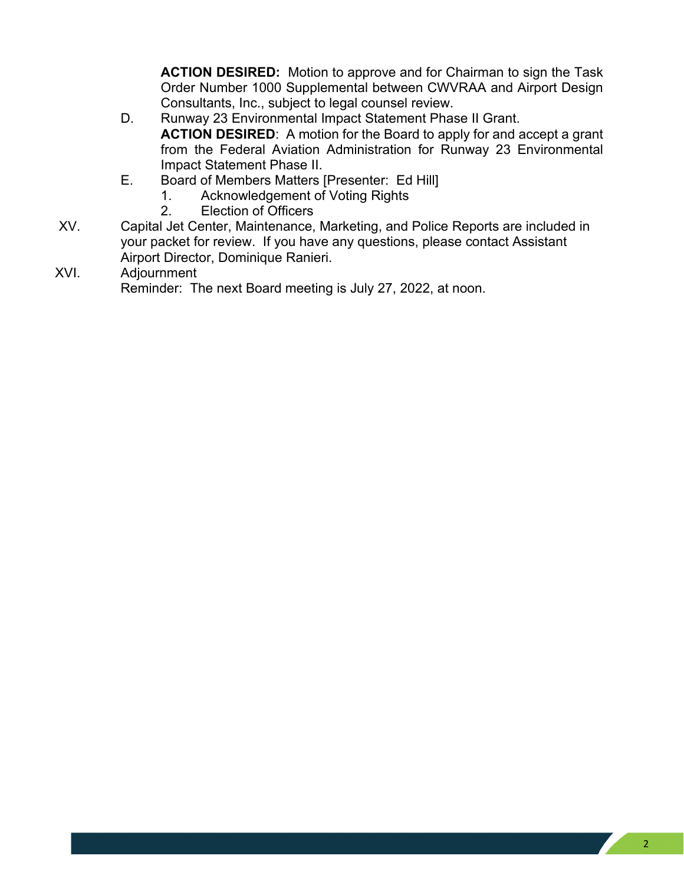**ACTION DESIRED:** Motion to approve and for Chairman to sign the Task Order Number 1000 Supplemental between CWVRAA and Airport Design Consultants, Inc., subject to legal counsel review.

D. Runway 23 Environmental Impact Statement Phase II Grant.
**ACTION DESIRED**: A motion for the Board to apply for and accept a grant from the Federal Aviation Administration for Runway 23 Environmental Impact Statement Phase II.

E. Board of Members Matters [Presenter: Ed Hill]
1. Acknowledgement of Voting Rights
2. Election of Officers

XV. Capital Jet Center, Maintenance, Marketing, and Police Reports are included in your packet for review. If you have any questions, please contact Assistant Airport Director, Dominique Ranieri.

XVI. Adjournment
Reminder: The next Board meeting is July 27, 2022, at noon.